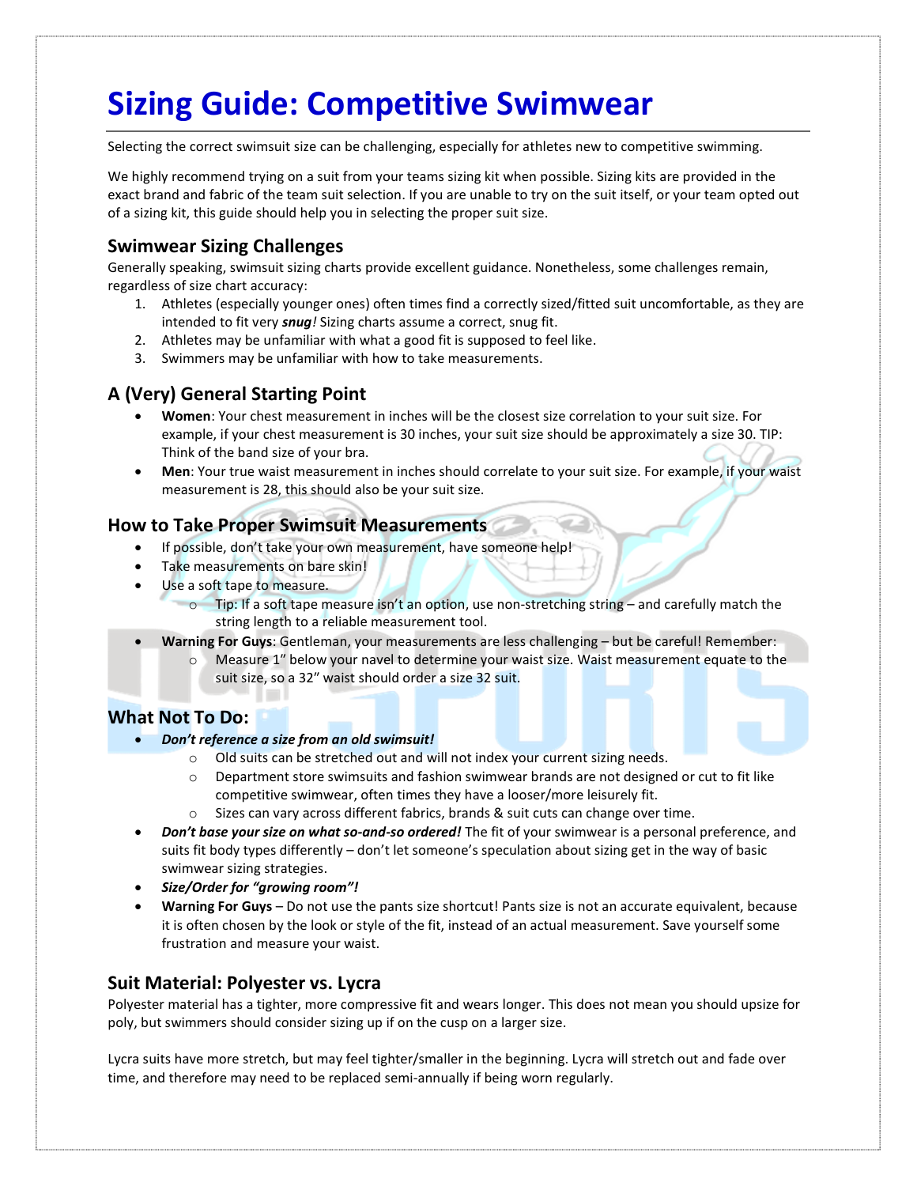# Sizing Guide: Competitive Swimwear

Selecting the correct swimsuit size can be challenging, especially for athletes new to competitive swimming.

We highly recommend trying on a suit from your teams sizing kit when possible. Sizing kits are provided in the exact brand and fabric of the team suit selection. If you are unable to try on the suit itself, or your team opted out of a sizing kit, this guide should help you in selecting the proper suit size.

## Swimwear Sizing Challenges

Generally speaking, swimsuit sizing charts provide excellent guidance. Nonetheless, some challenges remain, regardless of size chart accuracy:

1. Athletes (especially younger ones) often times find a correctly sized/fitted suit uncomfortable, as they are intended to fit very ***snug!*** Sizing charts assume a correct, snug fit.
2. Athletes may be unfamiliar with what a good fit is supposed to feel like.
3. Swimmers may be unfamiliar with how to take measurements.

## A (Very) General Starting Point

- **Women**: Your chest measurement in inches will be the closest size correlation to your suit size. For example, if your chest measurement is 30 inches, your suit size should be approximately a size 30. TIP: Think of the band size of your bra.
- **Men**: Your true waist measurement in inches should correlate to your suit size. For example, if your waist measurement is 28, this should also be your suit size.

## How to Take Proper Swimsuit Measurements

- If possible, don't take your own measurement, have someone help!
- Take measurements on bare skin!
- Use a soft tape to measure.
  - Tip: If a soft tape measure isn't an option, use non-stretching string – and carefully match the string length to a reliable measurement tool.
- **Warning For Guys**: Gentleman, your measurements are less challenging – but be careful! Remember:
  - Measure 1" below your navel to determine your waist size. Waist measurement equate to the suit size, so a 32" waist should order a size 32 suit.

## What Not To Do:

- ***Don't reference a size from an old swimsuit!***
  - Old suits can be stretched out and will not index your current sizing needs.
  - Department store swimsuits and fashion swimwear brands are not designed or cut to fit like competitive swimwear, often times they have a looser/more leisurely fit.
  - Sizes can vary across different fabrics, brands & suit cuts can change over time.
- ***Don't base your size on what so-and-so ordered!*** The fit of your swimwear is a personal preference, and suits fit body types differently – don't let someone's speculation about sizing get in the way of basic swimwear sizing strategies.
- ***Size/Order for "growing room"!***
- **Warning For Guys** – Do not use the pants size shortcut! Pants size is not an accurate equivalent, because it is often chosen by the look or style of the fit, instead of an actual measurement. Save yourself some frustration and measure your waist.

## Suit Material: Polyester vs. Lycra

Polyester material has a tighter, more compressive fit and wears longer. This does not mean you should upsize for poly, but swimmers should consider sizing up if on the cusp on a larger size.

Lycra suits have more stretch, but may feel tighter/smaller in the beginning. Lycra will stretch out and fade over time, and therefore may need to be replaced semi-annually if being worn regularly.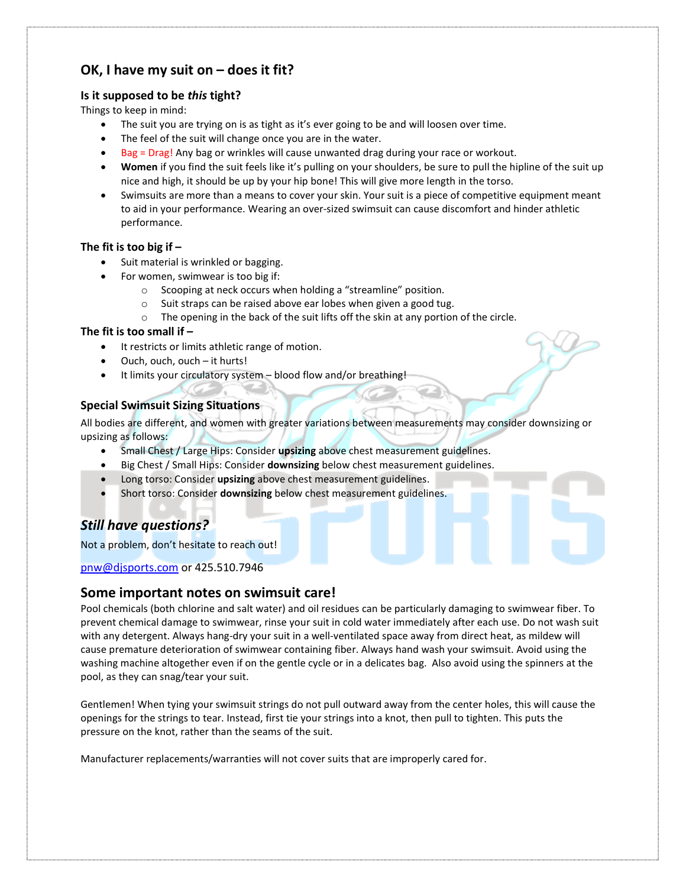## OK, I have my suit on – does it fit?

### Is it supposed to be *this* tight?

Things to keep in mind:

- The suit you are trying on is as tight as it's ever going to be and will loosen over time.
- The feel of the suit will change once you are in the water.
- Bag = Drag! Any bag or wrinkles will cause unwanted drag during your race or workout.
- **Women** if you find the suit feels like it's pulling on your shoulders, be sure to pull the hipline of the suit up nice and high, it should be up by your hip bone! This will give more length in the torso.
- Swimsuits are more than a means to cover your skin. Your suit is a piece of competitive equipment meant to aid in your performance. Wearing an over-sized swimsuit can cause discomfort and hinder athletic performance.

### The fit is too big if –

- Suit material is wrinkled or bagging.
- For women, swimwear is too big if:
  - Scooping at neck occurs when holding a "streamline" position.
  - Suit straps can be raised above ear lobes when given a good tug.
  - The opening in the back of the suit lifts off the skin at any portion of the circle.

### The fit is too small if –

- It restricts or limits athletic range of motion.
- Ouch, ouch, ouch – it hurts!
- It limits your circulatory system – blood flow and/or breathing!

### Special Swimsuit Sizing Situations

All bodies are different, and women with greater variations between measurements may consider downsizing or upsizing as follows:

- Small Chest / Large Hips: Consider **upsizing** above chest measurement guidelines.
- Big Chest / Small Hips: Consider **downsizing** below chest measurement guidelines.
- Long torso: Consider **upsizing** above chest measurement guidelines.
- Short torso: Consider **downsizing** below chest measurement guidelines.

## *Still have questions?*

Not a problem, don't hesitate to reach out!

pnw@djsports.com or 425.510.7946

## Some important notes on swimsuit care!

Pool chemicals (both chlorine and salt water) and oil residues can be particularly damaging to swimwear fiber. To prevent chemical damage to swimwear, rinse your suit in cold water immediately after each use. Do not wash suit with any detergent. Always hang-dry your suit in a well-ventilated space away from direct heat, as mildew will cause premature deterioration of swimwear containing fiber. Always hand wash your swimsuit. Avoid using the washing machine altogether even if on the gentle cycle or in a delicates bag. Also avoid using the spinners at the pool, as they can snag/tear your suit.

Gentlemen! When tying your swimsuit strings do not pull outward away from the center holes, this will cause the openings for the strings to tear. Instead, first tie your strings into a knot, then pull to tighten. This puts the pressure on the knot, rather than the seams of the suit.

Manufacturer replacements/warranties will not cover suits that are improperly cared for.